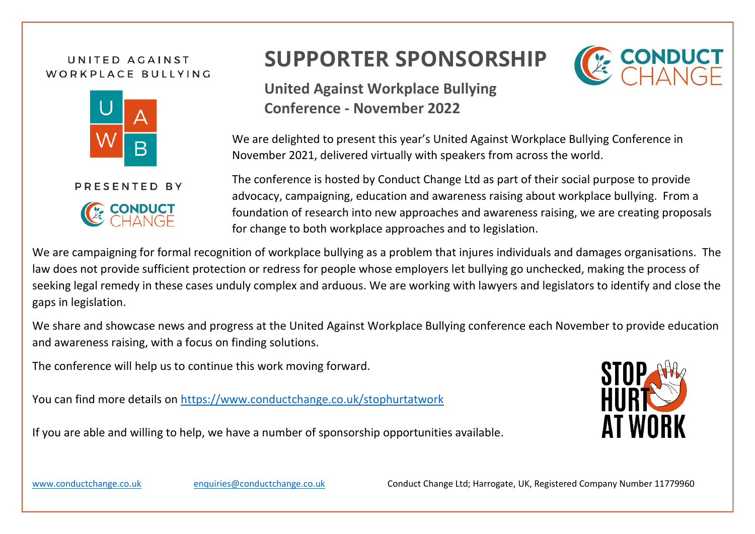UNITED AGAINST WORKPLACE BULLYING

PRESENTED BY

# SUPPORTER SPONSORSHIP

## United Against Workplace Bullying Conference - November 2022

We are delighted to present this year's United Against Workplace Bullying Conference in November 2021, delivered virtually with speakers from across the world.

The conference is hosted by Conduct Change Ltd as part of their social purpose to provide advocacy, campaigning, education and awareness raising about workplace bullying. From a foundation of research into new approaches and awareness raising, we are creating proposals for change to both workplace approaches and to legislation.

We are campaigning for formal recognition of workplace bullying as a problem that injures individuals and damages organisations. The law does not provide sufficient protection or redress for people whose employers let bullying go unchecked, making the process of seeking legal remedy in these cases unduly complex and arduous. We are working with lawyers and legislators to identify and close the gaps in legislation.

We share and showcase news and progress at the United Against Workplace Bullying conference each November to provide education and awareness raising, with a focus on finding solutions.

The conference will help us to continue this work moving forward.

You can find more details on https://www.conductchange.co.uk/stophurtatwork

If you are able and willing to help, we have a number of sponsorship opportunities available.

www.conductchange.co.uk | enquiries@conductchange.co.uk | Conduct Change Ltd; Harrogate, UK, Registered Company Number 11779960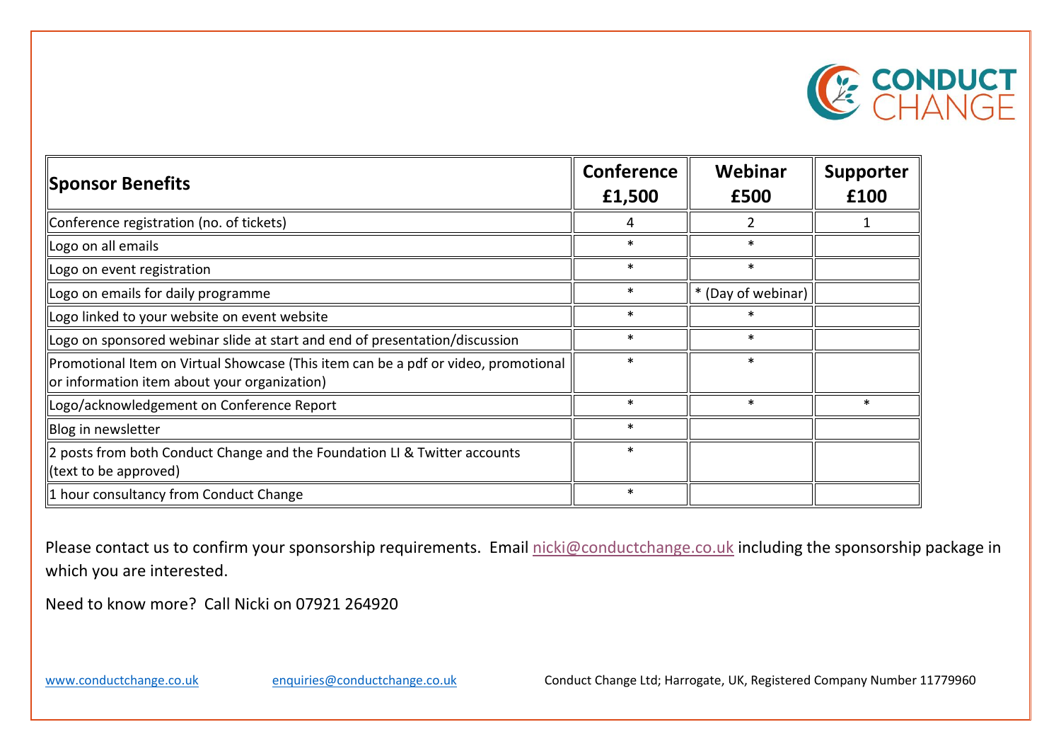| **Sponsor Benefits** | **Conference £1,500** | **Webinar £500** | **Supporter £100** |
|---|---|---|---|
| Conference registration (no. of tickets) | 4 | 2 | 1 |
| Logo on all emails | * | * | |
| Logo on event registration | * | * | |
| Logo on emails for daily programme | * | * (Day of webinar) | |
| Logo linked to your website on event website | * | * | |
| Logo on sponsored webinar slide at start and end of presentation/discussion | * | * | |
| Promotional Item on Virtual Showcase (This item can be a pdf or video, promotional or information item about your organization) | * | * | |
| Logo/acknowledgement on Conference Report | * | * | * |
| Blog in newsletter | * | | |
| 2 posts from both Conduct Change and the Foundation LI & Twitter accounts (text to be approved) | * | | |
| 1 hour consultancy from Conduct Change | * | | |

Please contact us to confirm your sponsorship requirements. Email nicki@conductchange.co.uk including the sponsorship package in which you are interested.

Need to know more? Call Nicki on 07921 264920

www.conductchange.co.uk enquiries@conductchange.co.uk Conduct Change Ltd; Harrogate, UK, Registered Company Number 11779960